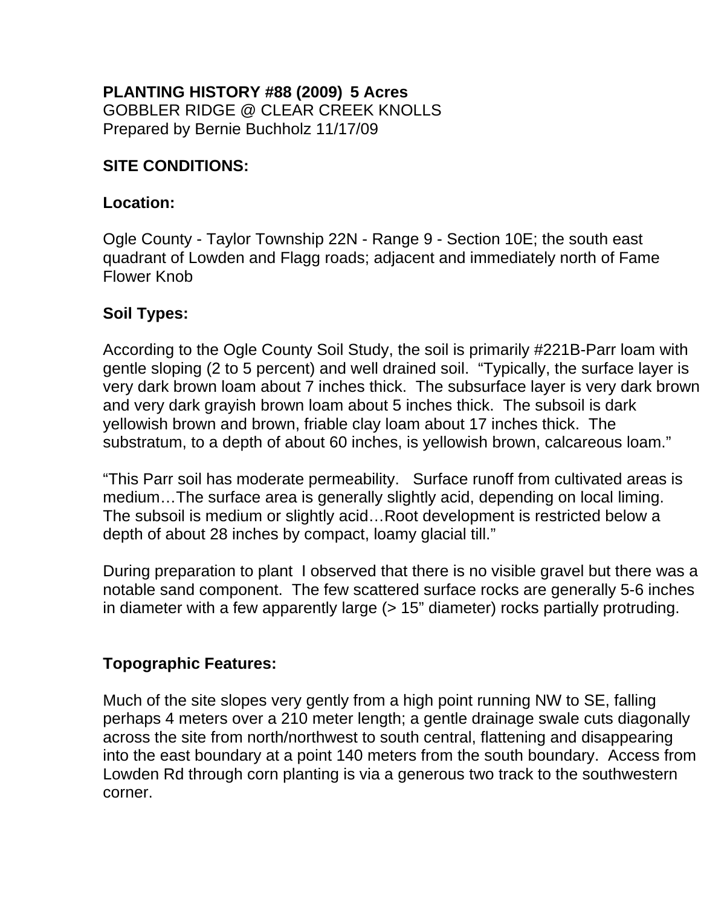**PLANTING HISTORY #88 (2009) 5 Acres**
GOBBLER RIDGE @ CLEAR CREEK KNOLLS
Prepared by Bernie Buchholz 11/17/09

## SITE CONDITIONS:

### Location:

Ogle County - Taylor Township 22N - Range 9 - Section 10E; the south east quadrant of Lowden and Flagg roads; adjacent and immediately north of Fame Flower Knob

### Soil Types:

According to the Ogle County Soil Study, the soil is primarily #221B-Parr loam with gentle sloping (2 to 5 percent) and well drained soil. "Typically, the surface layer is very dark brown loam about 7 inches thick. The subsurface layer is very dark brown and very dark grayish brown loam about 5 inches thick. The subsoil is dark yellowish brown and brown, friable clay loam about 17 inches thick. The substratum, to a depth of about 60 inches, is yellowish brown, calcareous loam."

"This Parr soil has moderate permeability. Surface runoff from cultivated areas is medium…The surface area is generally slightly acid, depending on local liming. The subsoil is medium or slightly acid…Root development is restricted below a depth of about 28 inches by compact, loamy glacial till."

During preparation to plant I observed that there is no visible gravel but there was a notable sand component. The few scattered surface rocks are generally 5-6 inches in diameter with a few apparently large (> 15" diameter) rocks partially protruding.

### Topographic Features:

Much of the site slopes very gently from a high point running NW to SE, falling perhaps 4 meters over a 210 meter length; a gentle drainage swale cuts diagonally across the site from north/northwest to south central, flattening and disappearing into the east boundary at a point 140 meters from the south boundary. Access from Lowden Rd through corn planting is via a generous two track to the southwestern corner.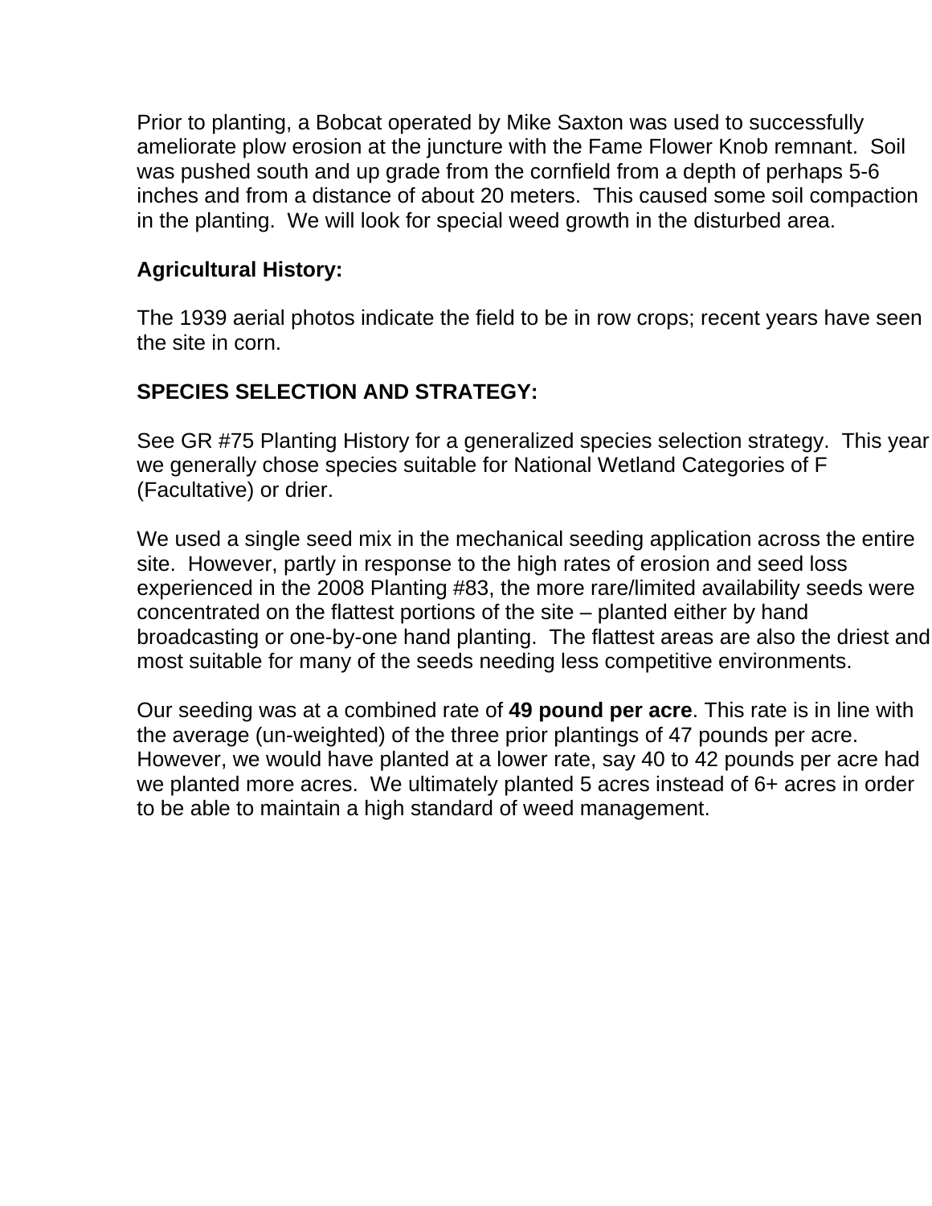Prior to planting, a Bobcat operated by Mike Saxton was used to successfully ameliorate plow erosion at the juncture with the Fame Flower Knob remnant. Soil was pushed south and up grade from the cornfield from a depth of perhaps 5-6 inches and from a distance of about 20 meters. This caused some soil compaction in the planting. We will look for special weed growth in the disturbed area.

**Agricultural History:**

The 1939 aerial photos indicate the field to be in row crops; recent years have seen the site in corn.

**SPECIES SELECTION AND STRATEGY:**

See GR #75 Planting History for a generalized species selection strategy. This year we generally chose species suitable for National Wetland Categories of F (Facultative) or drier.

We used a single seed mix in the mechanical seeding application across the entire site. However, partly in response to the high rates of erosion and seed loss experienced in the 2008 Planting #83, the more rare/limited availability seeds were concentrated on the flattest portions of the site – planted either by hand broadcasting or one-by-one hand planting. The flattest areas are also the driest and most suitable for many of the seeds needing less competitive environments.

Our seeding was at a combined rate of **49 pound per acre**. This rate is in line with the average (un-weighted) of the three prior plantings of 47 pounds per acre. However, we would have planted at a lower rate, say 40 to 42 pounds per acre had we planted more acres. We ultimately planted 5 acres instead of 6+ acres in order to be able to maintain a high standard of weed management.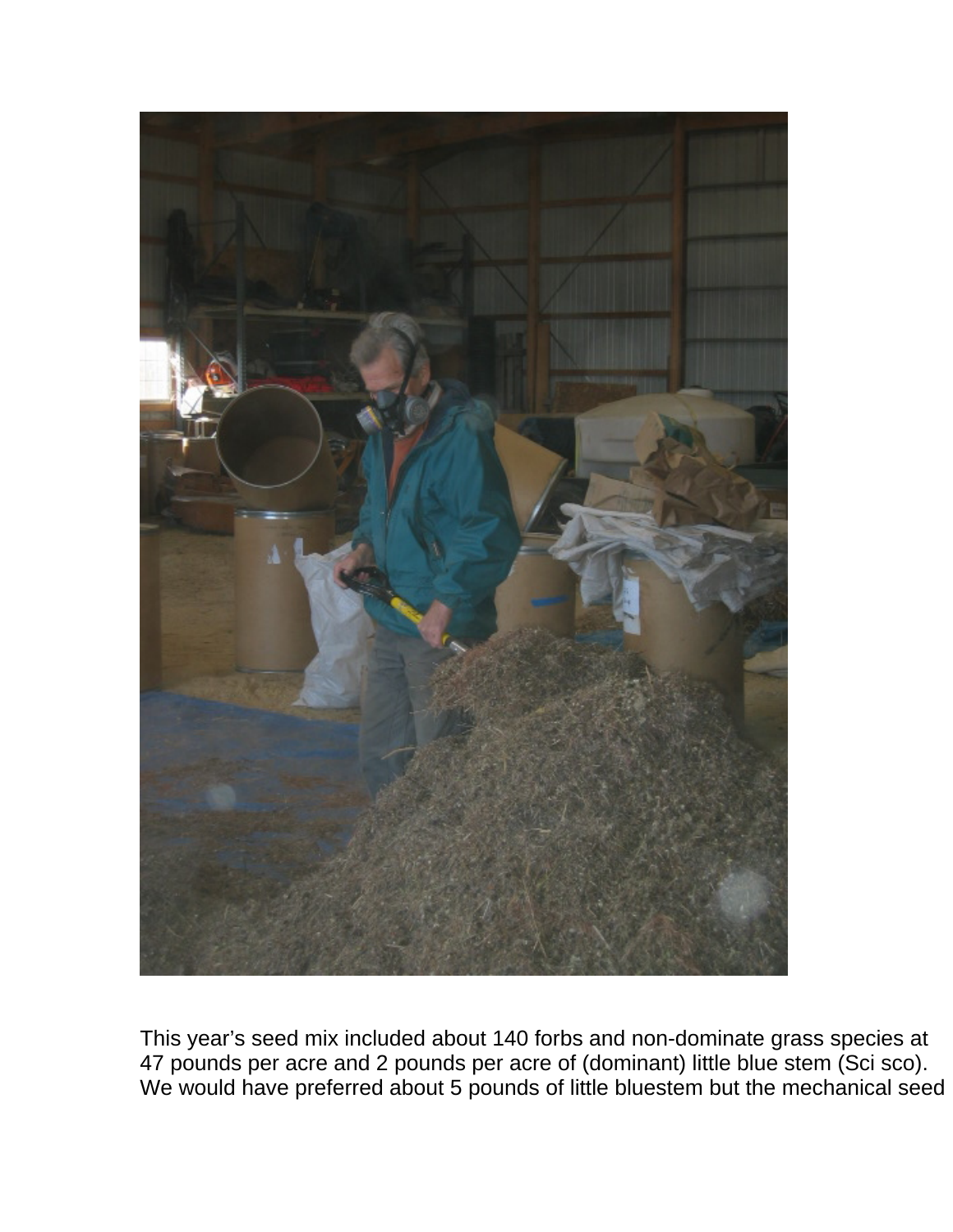This year's seed mix included about 140 forbs and non-dominate grass species at 47 pounds per acre and 2 pounds per acre of (dominant) little blue stem (Sci sco). We would have preferred about 5 pounds of little bluestem but the mechanical seed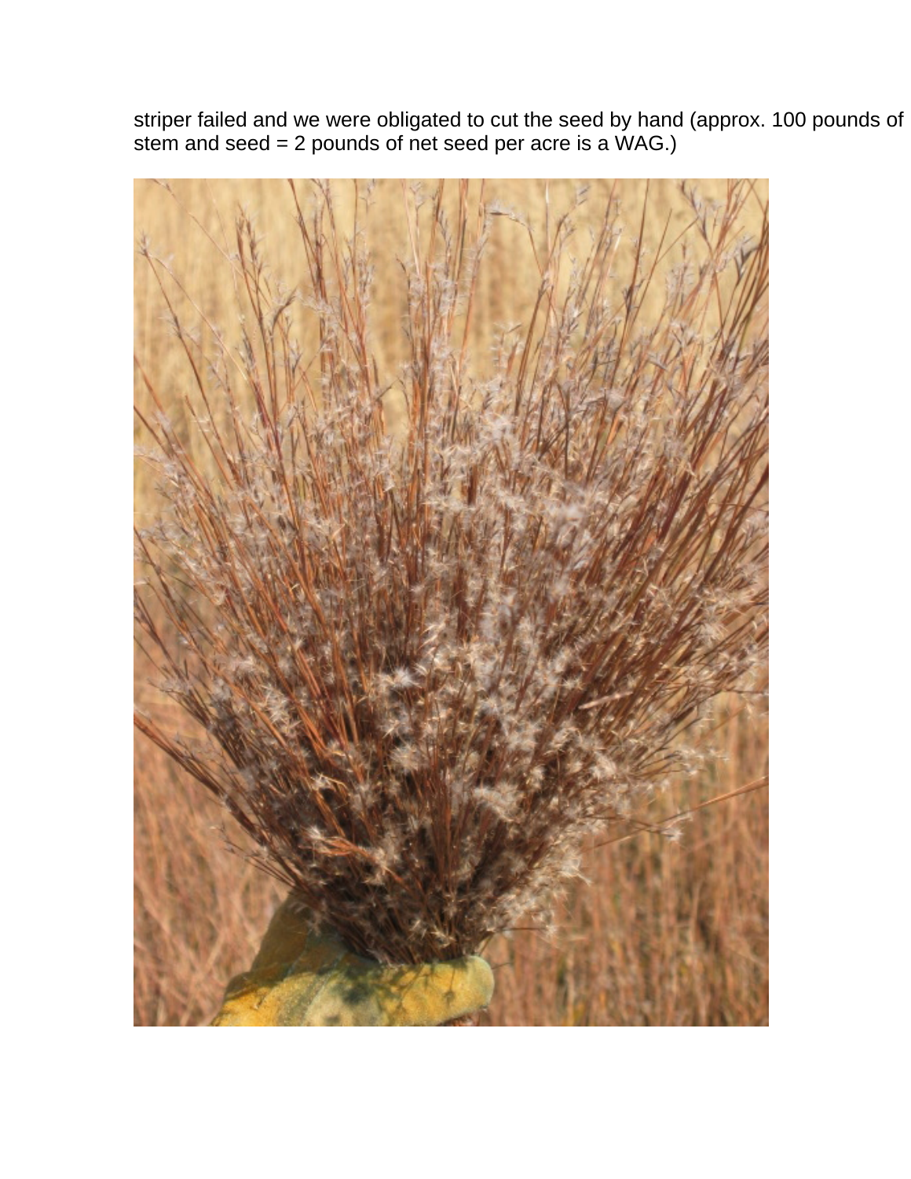striper failed and we were obligated to cut the seed by hand (approx. 100 pounds of stem and seed = 2 pounds of net seed per acre is a WAG.)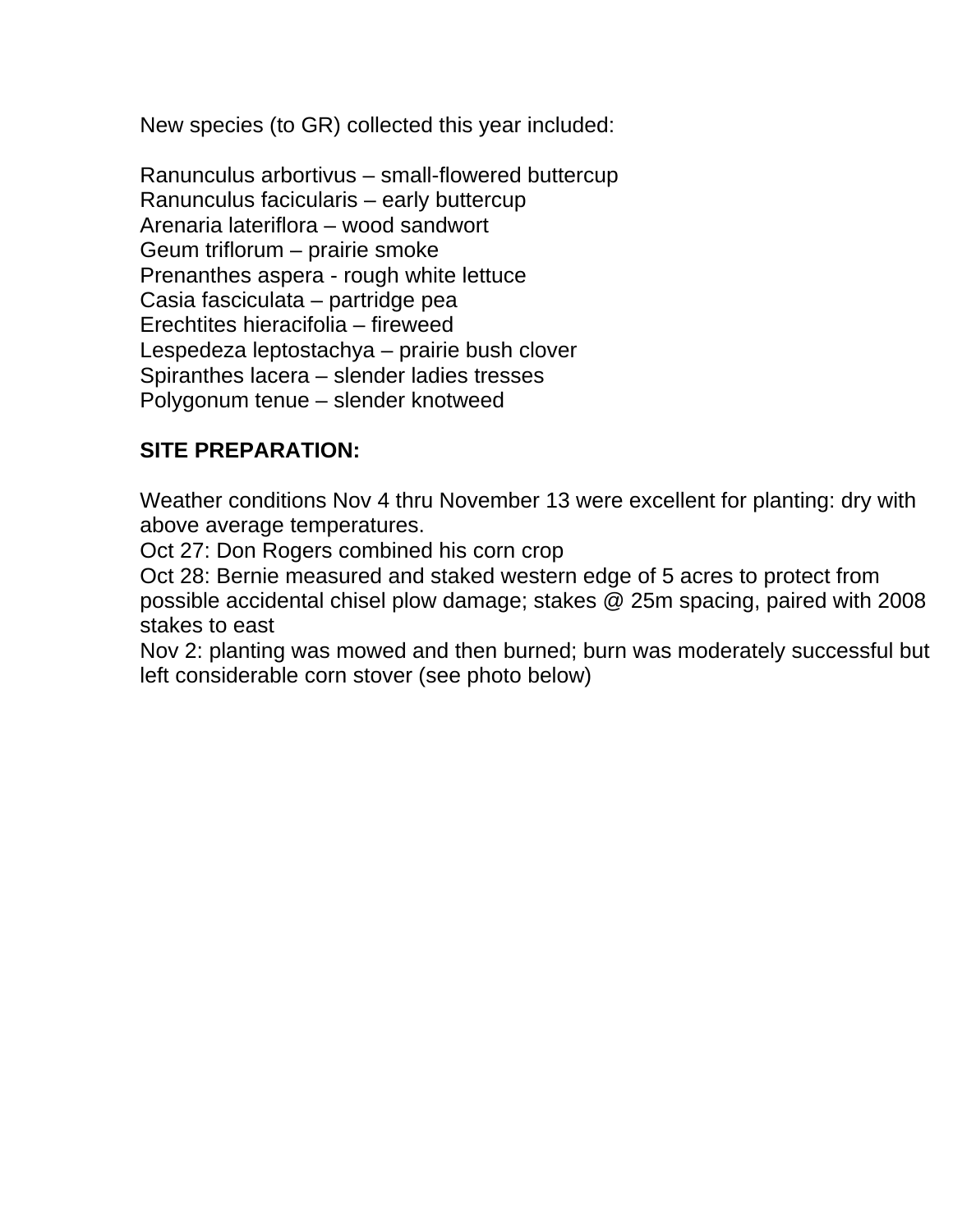New species (to GR) collected this year included:

Ranunculus arbortivus – small-flowered buttercup
Ranunculus facicularis – early buttercup
Arenaria lateriflora – wood sandwort
Geum triflorum – prairie smoke
Prenanthes aspera - rough white lettuce
Casia fasciculata – partridge pea
Erechtites hieracifolia – fireweed
Lespedeza leptostachya – prairie bush clover
Spiranthes lacera – slender ladies tresses
Polygonum tenue – slender knotweed

**SITE PREPARATION:**

Weather conditions Nov 4 thru November 13 were excellent for planting: dry with above average temperatures.
Oct 27: Don Rogers combined his corn crop
Oct 28: Bernie measured and staked western edge of 5 acres to protect from possible accidental chisel plow damage; stakes @ 25m spacing, paired with 2008 stakes to east
Nov 2: planting was mowed and then burned; burn was moderately successful but left considerable corn stover (see photo below)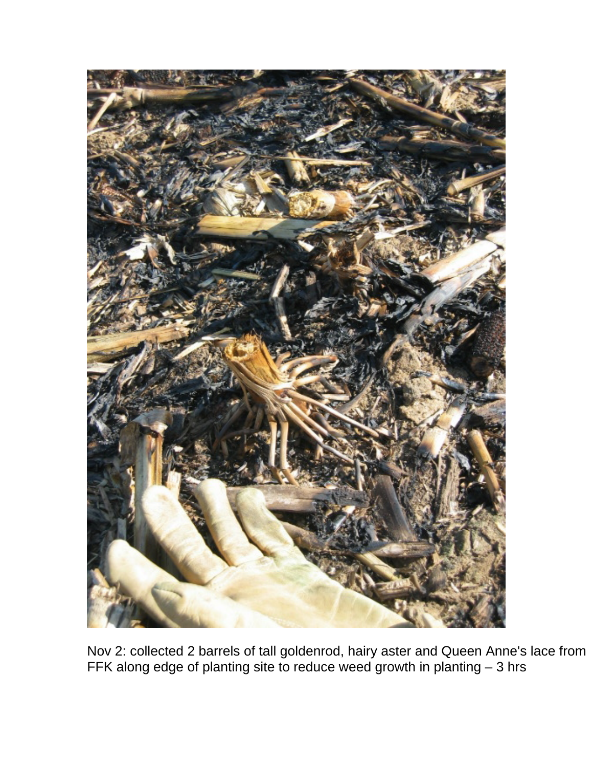Nov 2: collected 2 barrels of tall goldenrod, hairy aster and Queen Anne's lace from FFK along edge of planting site to reduce weed growth in planting – 3 hrs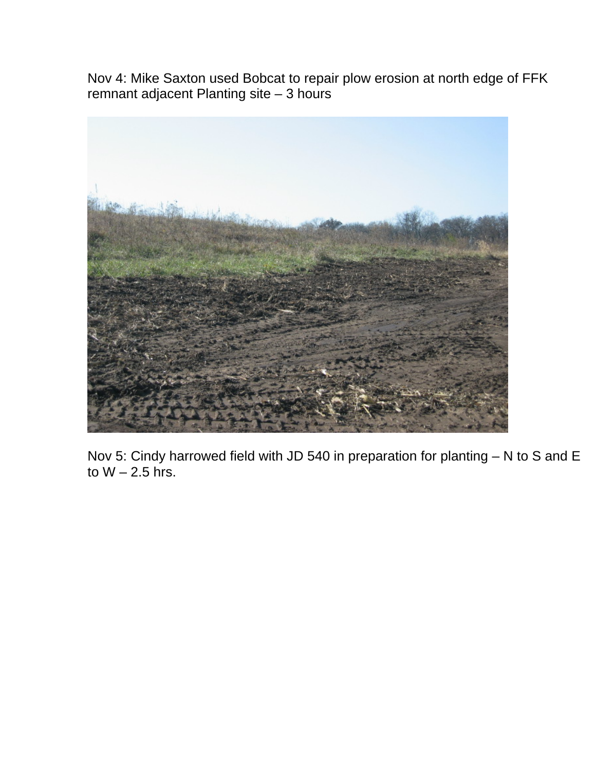Nov 4: Mike Saxton used Bobcat to repair plow erosion at north edge of FFK remnant adjacent Planting site – 3 hours

Nov 5: Cindy harrowed field with JD 540 in preparation for planting – N to S and E to W – 2.5 hrs.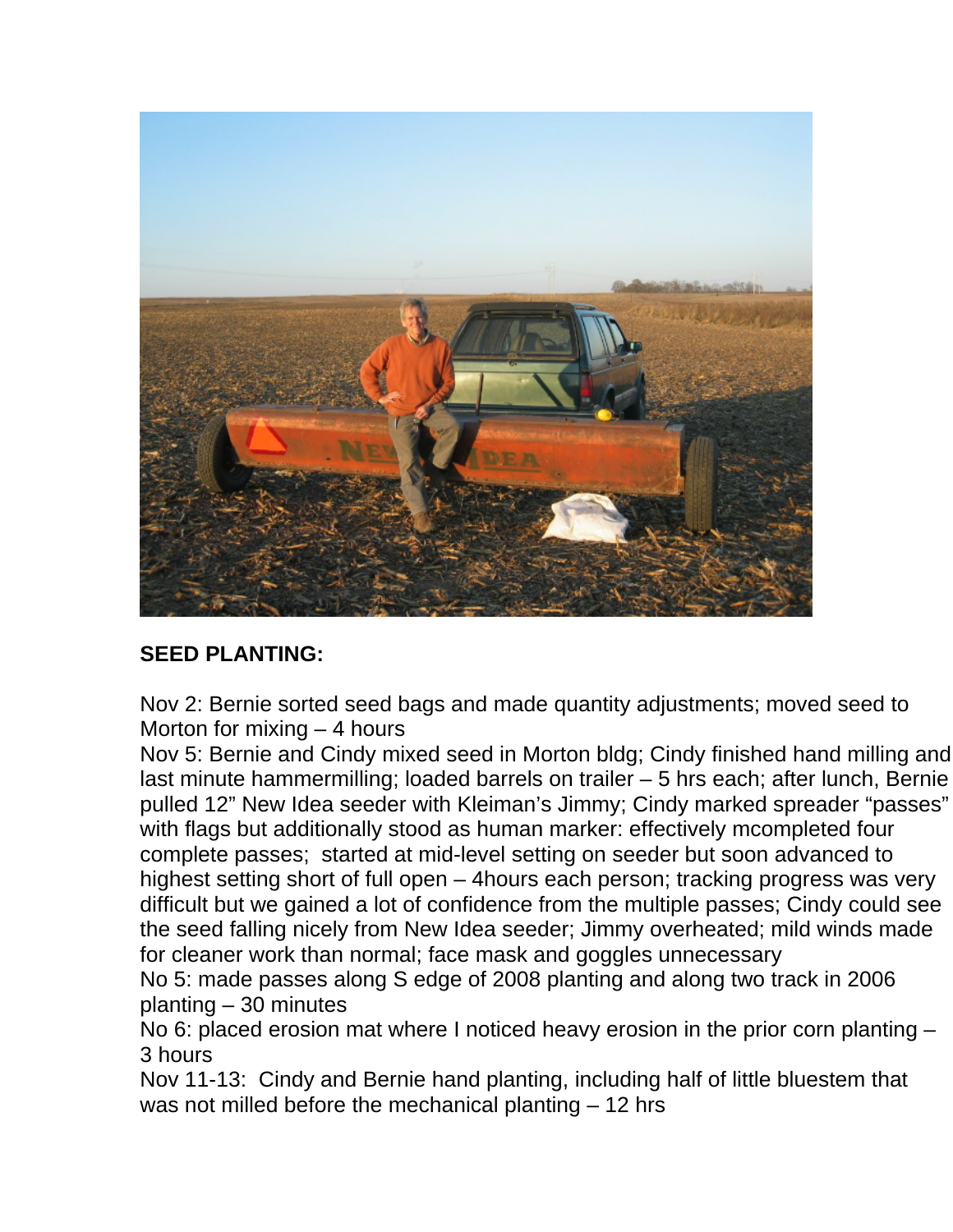**SEED PLANTING:**

Nov 2: Bernie sorted seed bags and made quantity adjustments; moved seed to Morton for mixing – 4 hours
Nov 5: Bernie and Cindy mixed seed in Morton bldg; Cindy finished hand milling and last minute hammermilling; loaded barrels on trailer – 5 hrs each; after lunch, Bernie pulled 12" New Idea seeder with Kleiman's Jimmy; Cindy marked spreader "passes" with flags but additionally stood as human marker: effectively mcompleted four complete passes;  started at mid-level setting on seeder but soon advanced to highest setting short of full open – 4hours each person; tracking progress was very difficult but we gained a lot of confidence from the multiple passes; Cindy could see the seed falling nicely from New Idea seeder; Jimmy overheated; mild winds made for cleaner work than normal; face mask and goggles unnecessary
No 5: made passes along S edge of 2008 planting and along two track in 2006 planting – 30 minutes
No 6: placed erosion mat where I noticed heavy erosion in the prior corn planting – 3 hours
Nov 11-13:  Cindy and Bernie hand planting, including half of little bluestem that was not milled before the mechanical planting – 12 hrs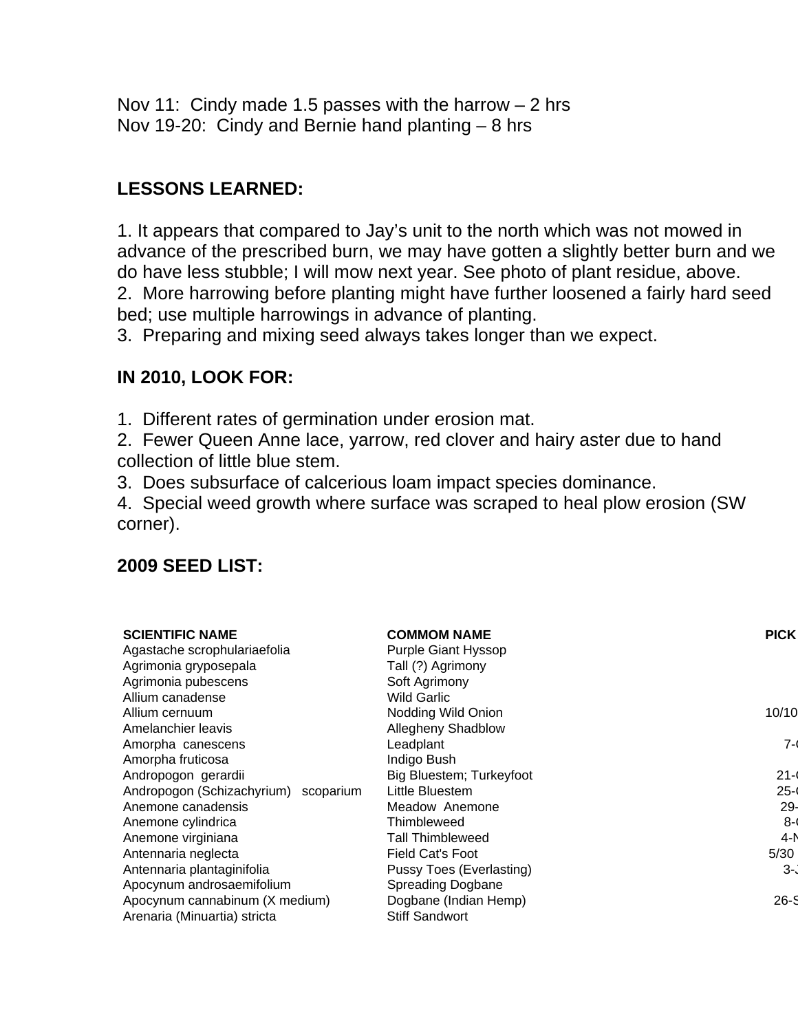Nov 11: Cindy made 1.5 passes with the harrow – 2 hrs
Nov 19-20: Cindy and Bernie hand planting – 8 hrs

**LESSONS LEARNED:**

1. It appears that compared to Jay's unit to the north which was not mowed in advance of the prescribed burn, we may have gotten a slightly better burn and we do have less stubble; I will mow next year. See photo of plant residue, above.
2. More harrowing before planting might have further loosened a fairly hard seed bed; use multiple harrowings in advance of planting.
3. Preparing and mixing seed always takes longer than we expect.

**IN 2010, LOOK FOR:**

1. Different rates of germination under erosion mat.
2. Fewer Queen Anne lace, yarrow, red clover and hairy aster due to hand collection of little blue stem.
3. Does subsurface of calcerious loam impact species dominance.
4. Special weed growth where surface was scraped to heal plow erosion (SW corner).

**2009 SEED LIST:**

| SCIENTIFIC NAME | COMMOM NAME | PICK |
|---|---|---|
| Agastache scrophulariaefolia | Purple Giant Hyssop | |
| Agrimonia gryposepala | Tall (?) Agrimony | |
| Agrimonia pubescens | Soft Agrimony | |
| Allium canadense | Wild Garlic | |
| Allium cernuum | Nodding Wild Onion | 10/10 |
| Amelanchier leavis | Allegheny Shadblow | |
| Amorpha canescens | Leadplant | 7-( |
| Amorpha fruticosa | Indigo Bush | |
| Andropogon gerardii | Big Bluestem; Turkeyfoot | 21-( |
| Andropogon (Schizachyrium) scoparium | Little Bluestem | 25-( |
| Anemone canadensis | Meadow Anemone | 29- |
| Anemone cylindrica | Thimbleweed | 8-( |
| Anemone virginiana | Tall Thimbleweed | 4-N |
| Antennaria neglecta | Field Cat's Foot | 5/30 |
| Antennaria plantaginifolia | Pussy Toes (Everlasting) | 3-J |
| Apocynum androsaemifolium | Spreading Dogbane | |
| Apocynum cannabinum (X medium) | Dogbane (Indian Hemp) | 26-S |
| Arenaria (Minuartia) stricta | Stiff Sandwort | |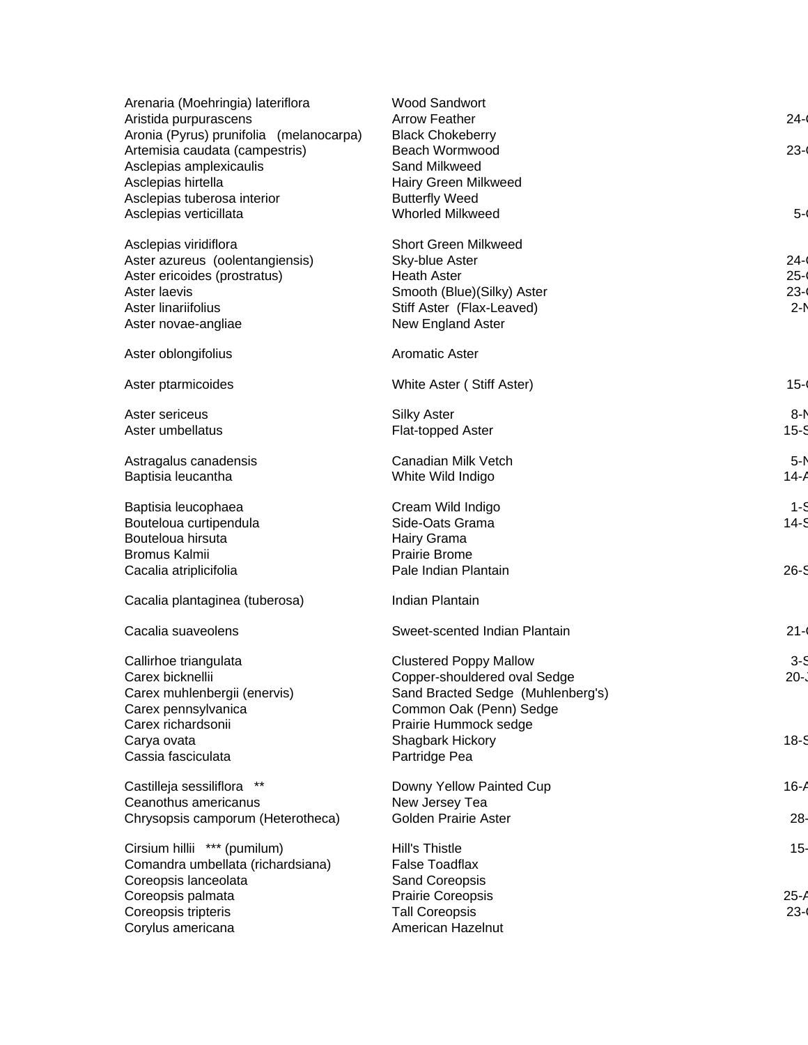| | | |
|---|---|---|
| Arenaria (Moehringia) lateriflora | Wood Sandwort | |
| Aristida purpurascens | Arrow Feather | 24-( |
| Aronia (Pyrus) prunifolia (melanocarpa) | Black Chokeberry | |
| Artemisia caudata (campestris) | Beach Wormwood | 23-( |
| Asclepias amplexicaulis | Sand Milkweed | |
| Asclepias hirtella | Hairy Green Milkweed | |
| Asclepias tuberosa interior | Butterfly Weed | |
| Asclepias verticillata | Whorled Milkweed | 5-( |
| Asclepias viridiflora | Short Green Milkweed | |
| Aster azureus (oolentangiensis) | Sky-blue Aster | 24-( |
| Aster ericoides (prostratus) | Heath Aster | 25-( |
| Aster laevis | Smooth (Blue)(Silky) Aster | 23-( |
| Aster linariifolius | Stiff Aster (Flax-Leaved) | 2-N |
| Aster novae-angliae | New England Aster | |
| Aster oblongifolius | Aromatic Aster | |
| Aster ptarmicoides | White Aster ( Stiff Aster) | 15-( |
| Aster sericeus | Silky Aster | 8-N |
| Aster umbellatus | Flat-topped Aster | 15-S |
| Astragalus canadensis | Canadian Milk Vetch | 5-N |
| Baptisia leucantha | White Wild Indigo | 14-A |
| Baptisia leucophaea | Cream Wild Indigo | 1-S |
| Bouteloua curtipendula | Side-Oats Grama | 14-S |
| Bouteloua hirsuta | Hairy Grama | |
| Bromus Kalmii | Prairie Brome | |
| Cacalia atriplicifolia | Pale Indian Plantain | 26-S |
| Cacalia plantaginea (tuberosa) | Indian Plantain | |
| Cacalia suaveolens | Sweet-scented Indian Plantain | 21-( |
| Callirhoe triangulata | Clustered Poppy Mallow | 3-S |
| Carex bicknellii | Copper-shouldered oval Sedge | 20-J |
| Carex muhlenbergii (enervis) | Sand Bracted Sedge (Muhlenberg's) | |
| Carex pennsylvanica | Common Oak (Penn) Sedge | |
| Carex richardsonii | Prairie Hummock sedge | |
| Carya ovata | Shagbark Hickory | 18-S |
| Cassia fasciculata | Partridge Pea | |
| Castilleja sessiliflora ** | Downy Yellow Painted Cup | 16-A |
| Ceanothus americanus | New Jersey Tea | |
| Chrysopsis camporum (Heterotheca) | Golden Prairie Aster | 28- |
| Cirsium hillii *** (pumilum) | Hill's Thistle | 15- |
| Comandra umbellata (richardsiana) | False Toadflax | |
| Coreopsis lanceolata | Sand Coreopsis | |
| Coreopsis palmata | Prairie Coreopsis | 25-A |
| Coreopsis tripteris | Tall Coreopsis | 23-( |
| Corylus americana | American Hazelnut | |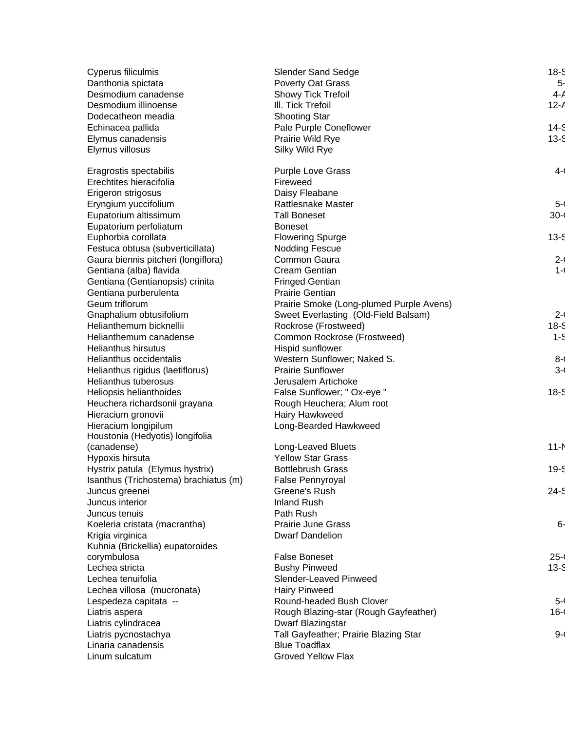| | | |
|---|---|---|
| Cyperus filiculmis | Slender Sand Sedge | 18-S |
| Danthonia spictata | Poverty Oat Grass | 5- |
| Desmodium canadense | Showy Tick Trefoil | 4-A |
| Desmodium illinoense | Ill. Tick Trefoil | 12-A |
| Dodecatheon meadia | Shooting Star | |
| Echinacea pallida | Pale Purple Coneflower | 14-S |
| Elymus canadensis | Prairie Wild Rye | 13-S |
| Elymus villosus | Silky Wild Rye | |
| Eragrostis spectabilis | Purple Love Grass | 4-( |
| Erechtites hieracifolia | Fireweed | |
| Erigeron strigosus | Daisy Fleabane | |
| Eryngium yuccifolium | Rattlesnake Master | 5-( |
| Eupatorium altissimum | Tall Boneset | 30-( |
| Eupatorium perfoliatum | Boneset | |
| Euphorbia corollata | Flowering Spurge | 13-S |
| Festuca obtusa (subverticillata) | Nodding Fescue | |
| Gaura biennis pitcheri (longiflora) | Common Gaura | 2-( |
| Gentiana (alba) flavida | Cream Gentian | 1-( |
| Gentiana (Gentianopsis) crinita | Fringed Gentian | |
| Gentiana purberulenta | Prairie Gentian | |
| Geum triflorum | Prairie Smoke (Long-plumed Purple Avens) | |
| Gnaphalium obtusifolium | Sweet Everlasting (Old-Field Balsam) | 2-( |
| Helianthemum bicknellii | Rockrose (Frostweed) | 18-S |
| Helianthemum canadense | Common Rockrose (Frostweed) | 1-S |
| Helianthus hirsutus | Hispid sunflower | |
| Helianthus occidentalis | Western Sunflower; Naked S. | 8-( |
| Helianthus rigidus (laetiflorus) | Prairie Sunflower | 3-( |
| Helianthus tuberosus | Jerusalem Artichoke | |
| Heliopsis helianthoides | False Sunflower; " Ox-eye " | 18-S |
| Heuchera richardsonii grayana | Rough Heuchera; Alum root | |
| Hieracium gronovii | Hairy Hawkweed | |
| Hieracium longipilum | Long-Bearded Hawkweed | |
| Houstonia (Hedyotis) longifolia (canadense) | Long-Leaved Bluets | 11-N |
| Hypoxis hirsuta | Yellow Star Grass | |
| Hystrix patula (Elymus hystrix) | Bottlebrush Grass | 19-S |
| Isanthus (Trichostema) brachiatus (m) | False Pennyroyal | |
| Juncus greenei | Greene's Rush | 24-S |
| Juncus interior | Inland Rush | |
| Juncus tenuis | Path Rush | |
| Koeleria cristata (macrantha) | Prairie June Grass | 6- |
| Krigia virginica | Dwarf Dandelion | |
| Kuhnia (Brickellia) eupatoroides corymbulosa | False Boneset | 25-( |
| Lechea stricta | Bushy Pinweed | 13-S |
| Lechea tenuifolia | Slender-Leaved Pinweed | |
| Lechea villosa (mucronata) | Hairy Pinweed | |
| Lespedeza capitata -- | Round-headed Bush Clover | 5-( |
| Liatris aspera | Rough Blazing-star (Rough Gayfeather) | 16-( |
| Liatris cylindracea | Dwarf Blazingstar | |
| Liatris pycnostachya | Tall Gayfeather; Prairie Blazing Star | 9-( |
| Linaria canadensis | Blue Toadflax | |
| Linum sulcatum | Groved Yellow Flax | |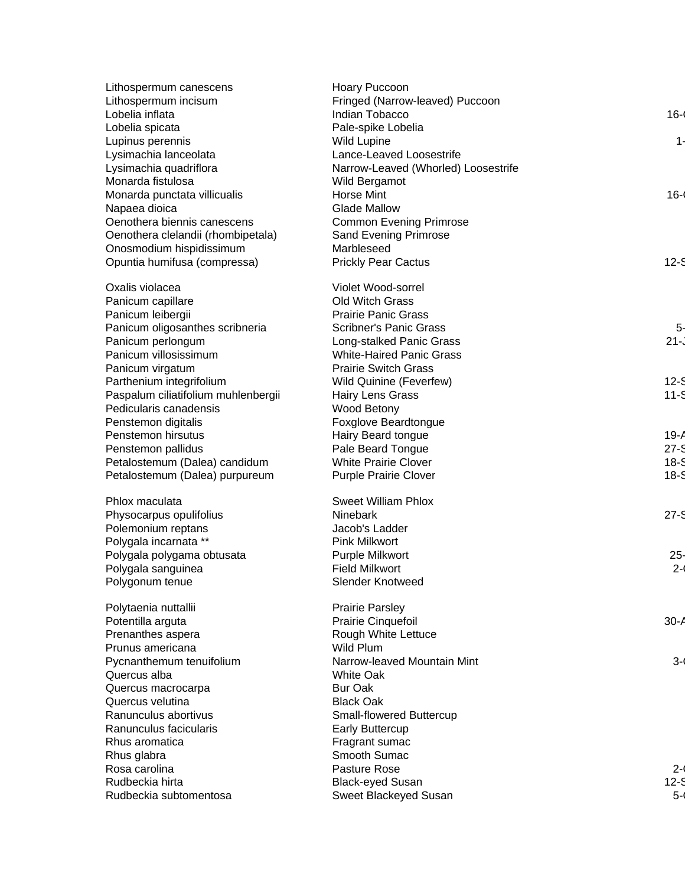| | | |
|---|---|---|
| Lithospermum canescens | Hoary Puccoon | |
| Lithospermum incisum | Fringed (Narrow-leaved) Puccoon | |
| Lobelia inflata | Indian Tobacco | 16-( |
| Lobelia spicata | Pale-spike Lobelia | |
| Lupinus perennis | Wild Lupine | 1- |
| Lysimachia lanceolata | Lance-Leaved Loosestrife | |
| Lysimachia quadriflora | Narrow-Leaved (Whorled) Loosestrife | |
| Monarda fistulosa | Wild Bergamot | |
| Monarda punctata villicualis | Horse Mint | 16-( |
| Napaea dioica | Glade Mallow | |
| Oenothera biennis canescens | Common Evening Primrose | |
| Oenothera clelandii (rhombipetala) | Sand Evening Primrose | |
| Onosmodium hispidissimum | Marbleseed | |
| Opuntia humifusa (compressa) | Prickly Pear Cactus | 12-S |
| Oxalis violacea | Violet Wood-sorrel | |
| Panicum capillare | Old Witch Grass | |
| Panicum leibergii | Prairie Panic Grass | |
| Panicum oligosanthes scribneria | Scribner's Panic Grass | 5- |
| Panicum perlongum | Long-stalked Panic Grass | 21-J |
| Panicum villosissimum | White-Haired Panic Grass | |
| Panicum virgatum | Prairie Switch Grass | |
| Parthenium integrifolium | Wild Quinine (Feverfew) | 12-S |
| Paspalum ciliatifolium muhlenbergii | Hairy Lens Grass | 11-S |
| Pedicularis canadensis | Wood Betony | |
| Penstemon digitalis | Foxglove Beardtongue | |
| Penstemon hirsutus | Hairy Beard tongue | 19-A |
| Penstemon pallidus | Pale Beard Tongue | 27-S |
| Petalostemum (Dalea) candidum | White Prairie Clover | 18-S |
| Petalostemum (Dalea) purpureum | Purple Prairie Clover | 18-S |
| Phlox maculata | Sweet William Phlox | |
| Physocarpus opulifolius | Ninebark | 27-S |
| Polemonium reptans | Jacob's Ladder | |
| Polygala incarnata ** | Pink Milkwort | |
| Polygala polygama obtusata | Purple Milkwort | 25- |
| Polygala sanguinea | Field Milkwort | 2-( |
| Polygonum tenue | Slender Knotweed | |
| Polytaenia nuttallii | Prairie Parsley | |
| Potentilla arguta | Prairie Cinquefoil | 30-A |
| Prenanthes aspera | Rough White Lettuce | |
| Prunus americana | Wild Plum | |
| Pycnanthemum tenuifolium | Narrow-leaved Mountain Mint | 3-( |
| Quercus alba | White Oak | |
| Quercus macrocarpa | Bur Oak | |
| Quercus velutina | Black Oak | |
| Ranunculus abortivus | Small-flowered Buttercup | |
| Ranunculus facicularis | Early Buttercup | |
| Rhus aromatica | Fragrant sumac | |
| Rhus glabra | Smooth Sumac | |
| Rosa carolina | Pasture Rose | 2-( |
| Rudbeckia hirta | Black-eyed Susan | 12-S |
| Rudbeckia subtomentosa | Sweet Blackeyed Susan | 5-( |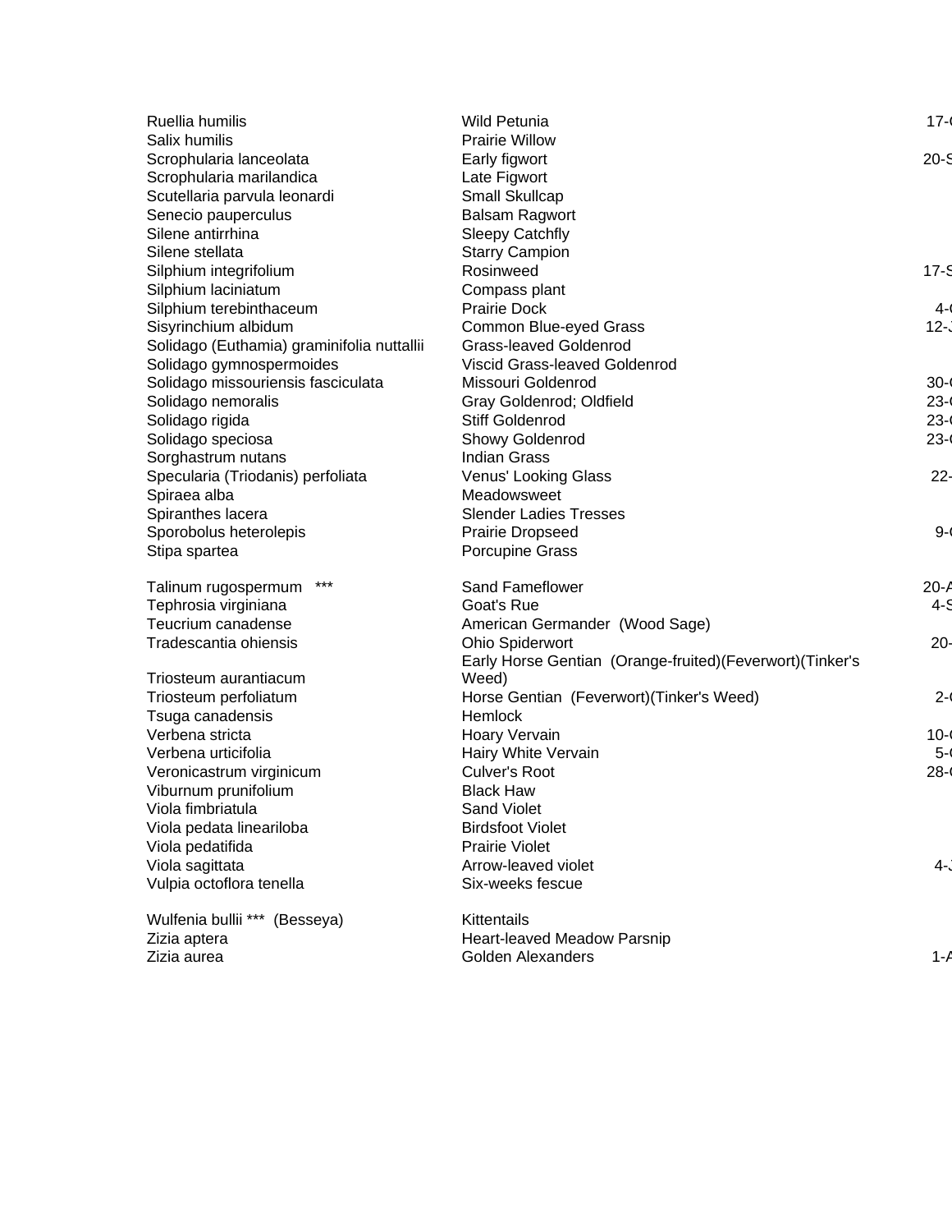| | | |
|---|---|---|
| Ruellia humilis | Wild Petunia | 17-( |
| Salix humilis | Prairie Willow | |
| Scrophularia lanceolata | Early figwort | 20-S |
| Scrophularia marilandica | Late Figwort | |
| Scutellaria parvula leonardi | Small Skullcap | |
| Senecio pauperculus | Balsam Ragwort | |
| Silene antirrhina | Sleepy Catchfly | |
| Silene stellata | Starry Campion | |
| Silphium integrifolium | Rosinweed | 17-S |
| Silphium laciniatum | Compass plant | |
| Silphium terebinthaceum | Prairie Dock | 4-( |
| Sisyrinchium albidum | Common Blue-eyed Grass | 12-J |
| Solidago (Euthamia) graminifolia nuttallii | Grass-leaved Goldenrod | |
| Solidago gymnospermoides | Viscid Grass-leaved Goldenrod | |
| Solidago missouriensis fasciculata | Missouri Goldenrod | 30-( |
| Solidago nemoralis | Gray Goldenrod; Oldfield | 23-( |
| Solidago rigida | Stiff Goldenrod | 23-( |
| Solidago speciosa | Showy Goldenrod | 23-( |
| Sorghastrum nutans | Indian Grass | |
| Specularia (Triodanis) perfoliata | Venus' Looking Glass | 22- |
| Spiraea alba | Meadowsweet | |
| Spiranthes lacera | Slender Ladies Tresses | |
| Sporobolus heterolepis | Prairie Dropseed | 9-( |
| Stipa spartea | Porcupine Grass | |
| Talinum rugospermum *** | Sand Fameflower | 20-A |
| Tephrosia virginiana | Goat's Rue | 4-S |
| Teucrium canadense | American Germander (Wood Sage) | |
| Tradescantia ohiensis | Ohio Spiderwort | 20- |
| Triosteum aurantiacum | Early Horse Gentian (Orange-fruited)(Feverwort)(Tinker's Weed) | |
| Triosteum perfoliatum | Horse Gentian (Feverwort)(Tinker's Weed) | 2-( |
| Tsuga canadensis | Hemlock | |
| Verbena stricta | Hoary Vervain | 10-( |
| Verbena urticifolia | Hairy White Vervain | 5-( |
| Veronicastrum virginicum | Culver's Root | 28-( |
| Viburnum prunifolium | Black Haw | |
| Viola fimbriatula | Sand Violet | |
| Viola pedata lineariloba | Birdsfoot Violet | |
| Viola pedatifida | Prairie Violet | |
| Viola sagittata | Arrow-leaved violet | 4-J |
| Vulpia octoflora tenella | Six-weeks fescue | |
| Wulfenia bullii *** (Besseya) | Kittentails | |
| Zizia aptera | Heart-leaved Meadow Parsnip | |
| Zizia aurea | Golden Alexanders | 1-A |